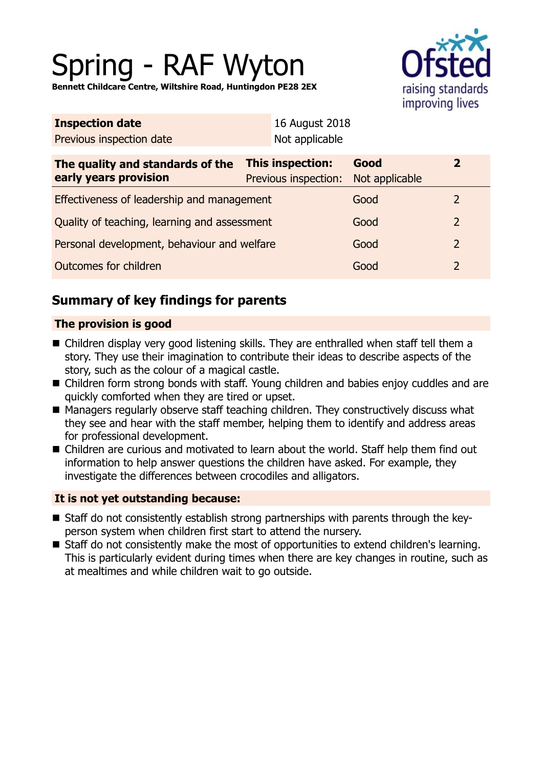# Spring - RAF Wyton

**Bennett Childcare Centre, Wiltshire Road, Huntingdon PE28 2EX**

| **Inspection date** | 16 August 2018 |
|---|---|
| Previous inspection date | Not applicable |

| **The quality and standards of the early years provision** | **This inspection:** | **Good** | **2** |
|---|---|---|---|
| | Previous inspection: | Not applicable | |
| Effectiveness of leadership and management | | Good | 2 |
| Quality of teaching, learning and assessment | | Good | 2 |
| Personal development, behaviour and welfare | | Good | 2 |
| Outcomes for children | | Good | 2 |

## Summary of key findings for parents

### The provision is good

- Children display very good listening skills. They are enthralled when staff tell them a story. They use their imagination to contribute their ideas to describe aspects of the story, such as the colour of a magical castle.
- Children form strong bonds with staff. Young children and babies enjoy cuddles and are quickly comforted when they are tired or upset.
- Managers regularly observe staff teaching children. They constructively discuss what they see and hear with the staff member, helping them to identify and address areas for professional development.
- Children are curious and motivated to learn about the world. Staff help them find out information to help answer questions the children have asked. For example, they investigate the differences between crocodiles and alligators.

### It is not yet outstanding because:

- Staff do not consistently establish strong partnerships with parents through the key-person system when children first start to attend the nursery.
- Staff do not consistently make the most of opportunities to extend children's learning. This is particularly evident during times when there are key changes in routine, such as at mealtimes and while children wait to go outside.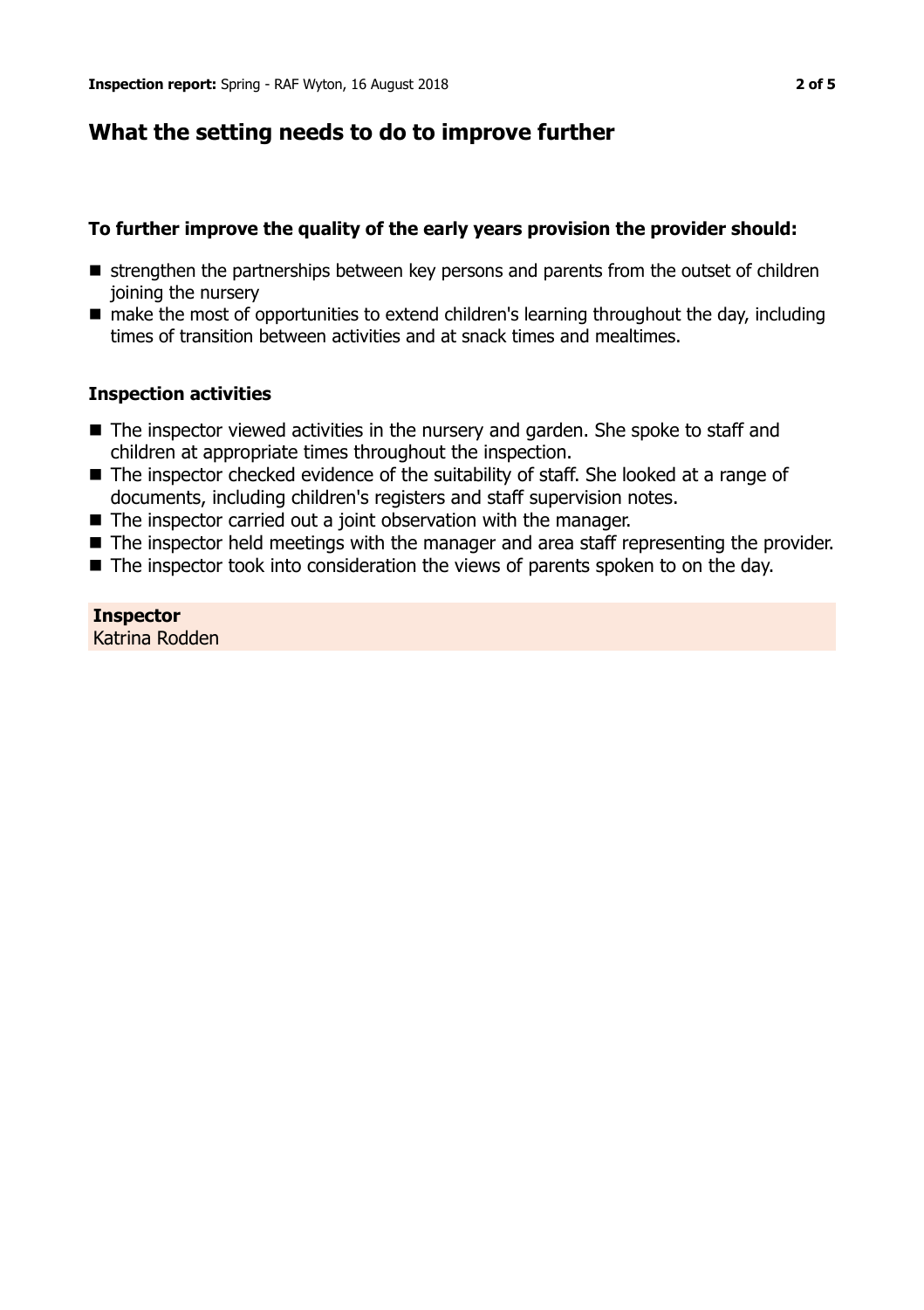## What the setting needs to do to improve further

### To further improve the quality of the early years provision the provider should:

- strengthen the partnerships between key persons and parents from the outset of children joining the nursery
- make the most of opportunities to extend children's learning throughout the day, including times of transition between activities and at snack times and mealtimes.

### Inspection activities

- The inspector viewed activities in the nursery and garden. She spoke to staff and children at appropriate times throughout the inspection.
- The inspector checked evidence of the suitability of staff. She looked at a range of documents, including children's registers and staff supervision notes.
- The inspector carried out a joint observation with the manager.
- The inspector held meetings with the manager and area staff representing the provider.
- The inspector took into consideration the views of parents spoken to on the day.

**Inspector**
Katrina Rodden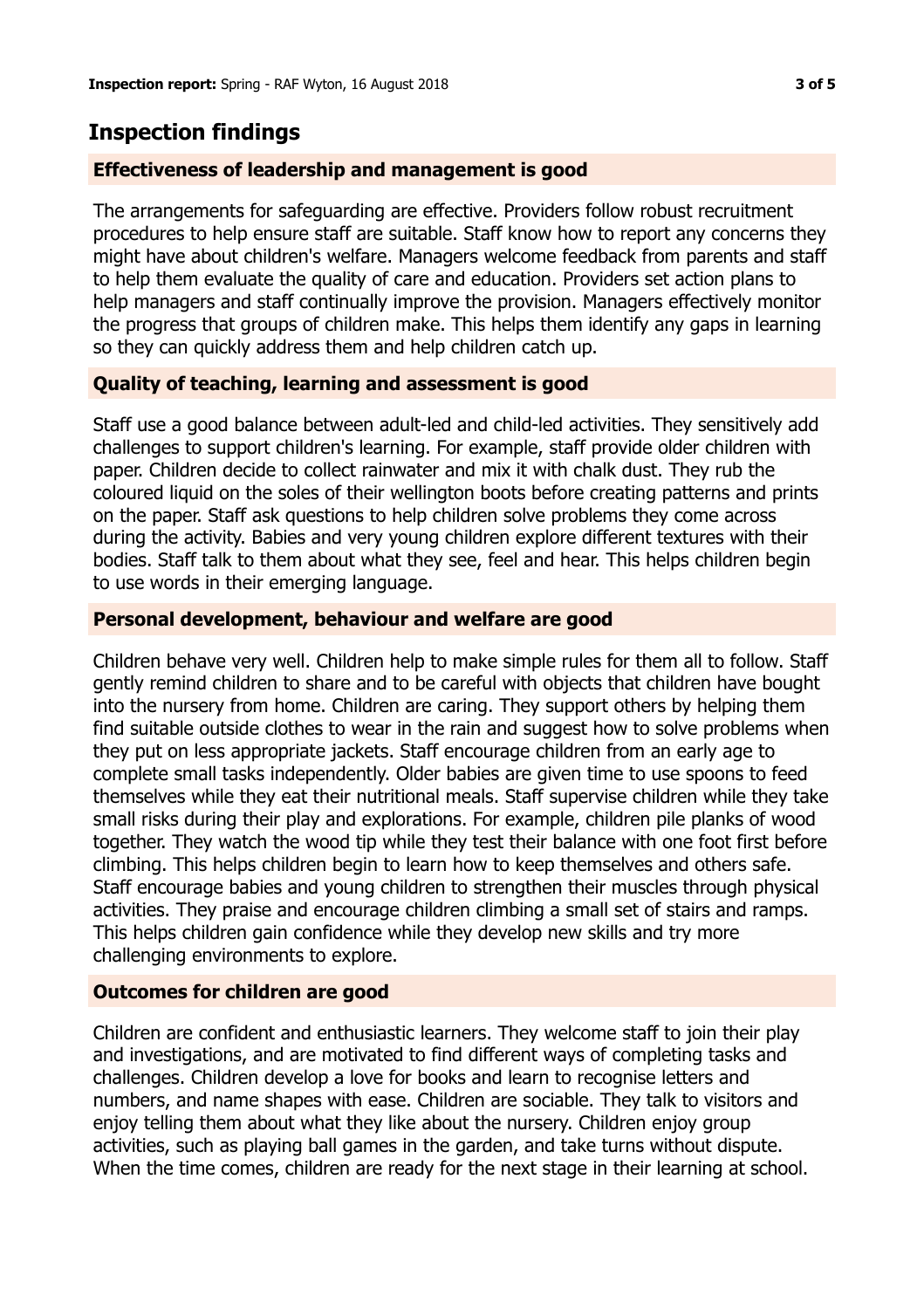## Inspection findings

### Effectiveness of leadership and management is good

The arrangements for safeguarding are effective. Providers follow robust recruitment procedures to help ensure staff are suitable. Staff know how to report any concerns they might have about children's welfare. Managers welcome feedback from parents and staff to help them evaluate the quality of care and education. Providers set action plans to help managers and staff continually improve the provision. Managers effectively monitor the progress that groups of children make. This helps them identify any gaps in learning so they can quickly address them and help children catch up.

### Quality of teaching, learning and assessment is good

Staff use a good balance between adult-led and child-led activities. They sensitively add challenges to support children's learning. For example, staff provide older children with paper. Children decide to collect rainwater and mix it with chalk dust. They rub the coloured liquid on the soles of their wellington boots before creating patterns and prints on the paper. Staff ask questions to help children solve problems they come across during the activity. Babies and very young children explore different textures with their bodies. Staff talk to them about what they see, feel and hear. This helps children begin to use words in their emerging language.

### Personal development, behaviour and welfare are good

Children behave very well. Children help to make simple rules for them all to follow. Staff gently remind children to share and to be careful with objects that children have bought into the nursery from home. Children are caring. They support others by helping them find suitable outside clothes to wear in the rain and suggest how to solve problems when they put on less appropriate jackets. Staff encourage children from an early age to complete small tasks independently. Older babies are given time to use spoons to feed themselves while they eat their nutritional meals. Staff supervise children while they take small risks during their play and explorations. For example, children pile planks of wood together. They watch the wood tip while they test their balance with one foot first before climbing. This helps children begin to learn how to keep themselves and others safe. Staff encourage babies and young children to strengthen their muscles through physical activities. They praise and encourage children climbing a small set of stairs and ramps. This helps children gain confidence while they develop new skills and try more challenging environments to explore.

### Outcomes for children are good

Children are confident and enthusiastic learners. They welcome staff to join their play and investigations, and are motivated to find different ways of completing tasks and challenges. Children develop a love for books and learn to recognise letters and numbers, and name shapes with ease. Children are sociable. They talk to visitors and enjoy telling them about what they like about the nursery. Children enjoy group activities, such as playing ball games in the garden, and take turns without dispute. When the time comes, children are ready for the next stage in their learning at school.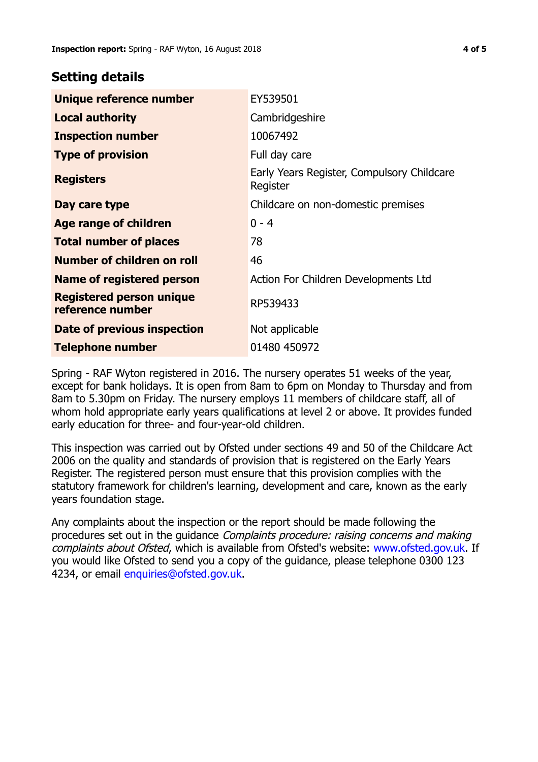## Setting details

| Setting details | |
|---|---|
| **Unique reference number** | EY539501 |
| **Local authority** | Cambridgeshire |
| **Inspection number** | 10067492 |
| **Type of provision** | Full day care |
| **Registers** | Early Years Register, Compulsory Childcare Register |
| **Day care type** | Childcare on non-domestic premises |
| **Age range of children** | 0 - 4 |
| **Total number of places** | 78 |
| **Number of children on roll** | 46 |
| **Name of registered person** | Action For Children Developments Ltd |
| **Registered person unique reference number** | RP539433 |
| **Date of previous inspection** | Not applicable |
| **Telephone number** | 01480 450972 |

Spring - RAF Wyton registered in 2016. The nursery operates 51 weeks of the year, except for bank holidays. It is open from 8am to 6pm on Monday to Thursday and from 8am to 5.30pm on Friday. The nursery employs 11 members of childcare staff, all of whom hold appropriate early years qualifications at level 2 or above. It provides funded early education for three- and four-year-old children.

This inspection was carried out by Ofsted under sections 49 and 50 of the Childcare Act 2006 on the quality and standards of provision that is registered on the Early Years Register. The registered person must ensure that this provision complies with the statutory framework for children's learning, development and care, known as the early years foundation stage.

Any complaints about the inspection or the report should be made following the procedures set out in the guidance *Complaints procedure: raising concerns and making complaints about Ofsted*, which is available from Ofsted's website: www.ofsted.gov.uk. If you would like Ofsted to send you a copy of the guidance, please telephone 0300 123 4234, or email enquiries@ofsted.gov.uk.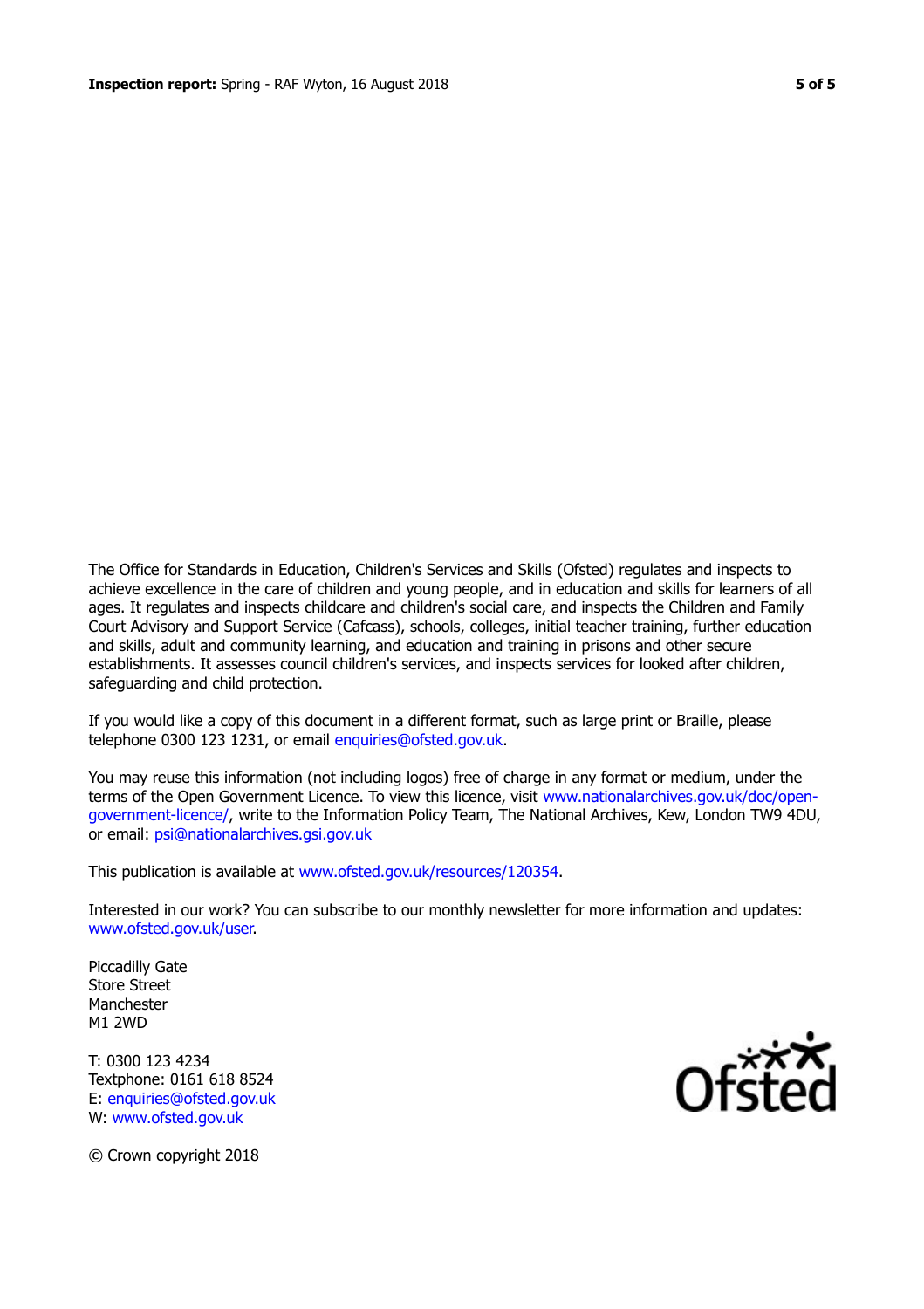The Office for Standards in Education, Children's Services and Skills (Ofsted) regulates and inspects to achieve excellence in the care of children and young people, and in education and skills for learners of all ages. It regulates and inspects childcare and children's social care, and inspects the Children and Family Court Advisory and Support Service (Cafcass), schools, colleges, initial teacher training, further education and skills, adult and community learning, and education and training in prisons and other secure establishments. It assesses council children's services, and inspects services for looked after children, safeguarding and child protection.

If you would like a copy of this document in a different format, such as large print or Braille, please telephone 0300 123 1231, or email enquiries@ofsted.gov.uk.

You may reuse this information (not including logos) free of charge in any format or medium, under the terms of the Open Government Licence. To view this licence, visit www.nationalarchives.gov.uk/doc/open-government-licence/, write to the Information Policy Team, The National Archives, Kew, London TW9 4DU, or email: psi@nationalarchives.gsi.gov.uk

This publication is available at www.ofsted.gov.uk/resources/120354.

Interested in our work? You can subscribe to our monthly newsletter for more information and updates: www.ofsted.gov.uk/user.

Piccadilly Gate  
Store Street  
Manchester  
M1 2WD

T: 0300 123 4234  
Textphone: 0161 618 8524  
E: enquiries@ofsted.gov.uk  
W: www.ofsted.gov.uk

© Crown copyright 2018